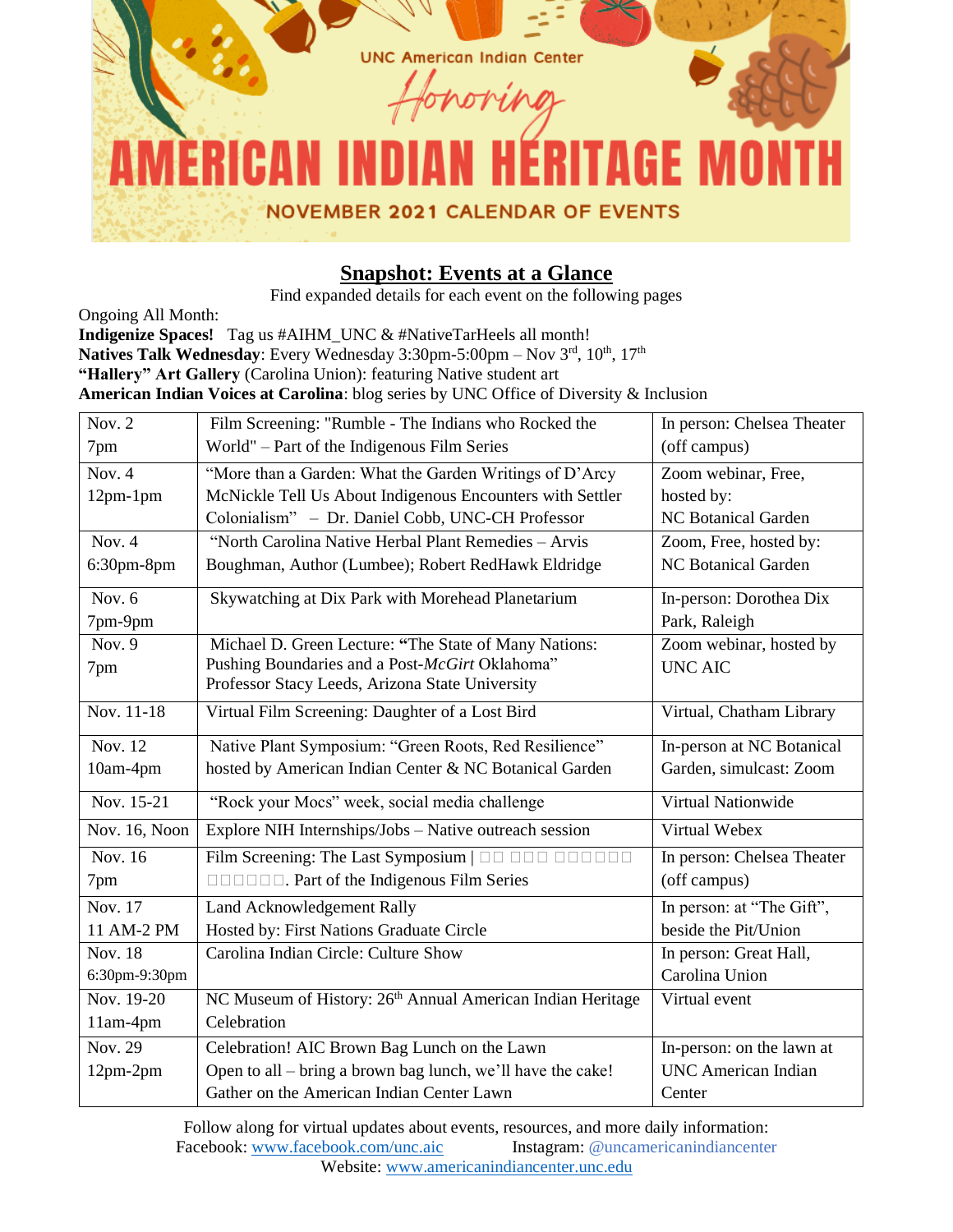UNC American Indian Center

Honoring

# AMERICAN INDIAN HERITAGE MONTH

NOVEMBER 2021 CALENDAR OF EVENTS

## Snapshot: Events at a Glance

Find expanded details for each event on the following pages

Ongoing All Month:
**Indigenize Spaces!** Tag us #AIHM_UNC & #NativeTarHeels all month!
**Natives Talk Wednesday**: Every Wednesday 3:30pm-5:00pm – Nov 3rd, 10th, 17th
**"Hallery" Art Gallery** (Carolina Union): featuring Native student art
**American Indian Voices at Carolina**: blog series by UNC Office of Diversity & Inclusion

| | | |
|---|---|---|
| Nov. 2<br>7pm | Film Screening: "Rumble - The Indians who Rocked the World" – Part of the Indigenous Film Series | In person: Chelsea Theater (off campus) |
| Nov. 4<br>12pm-1pm | "More than a Garden: What the Garden Writings of D'Arcy McNickle Tell Us About Indigenous Encounters with Settler Colonialism" – Dr. Daniel Cobb, UNC-CH Professor | Zoom webinar, Free, hosted by: NC Botanical Garden |
| Nov. 4<br>6:30pm-8pm | "North Carolina Native Herbal Plant Remedies – Arvis Boughman, Author (Lumbee); Robert RedHawk Eldridge | Zoom, Free, hosted by: NC Botanical Garden |
| Nov. 6<br>7pm-9pm | Skywatching at Dix Park with Morehead Planetarium | In-person: Dorothea Dix Park, Raleigh |
| Nov. 9<br>7pm | Michael D. Green Lecture: **"**The State of Many Nations: Pushing Boundaries and a Post-*McGirt* Oklahoma" Professor Stacy Leeds, Arizona State University | Zoom webinar, hosted by UNC AIC |
| Nov. 11-18 | Virtual Film Screening: Daughter of a Lost Bird | Virtual, Chatham Library |
| Nov. 12<br>10am-4pm | Native Plant Symposium: "Green Roots, Red Resilience" hosted by American Indian Center & NC Botanical Garden | In-person at NC Botanical Garden, simulcast: Zoom |
| Nov. 15-21 | "Rock your Mocs" week, social media challenge | Virtual Nationwide |
| Nov. 16, Noon | Explore NIH Internships/Jobs – Native outreach session | Virtual Webex |
| Nov. 16<br>7pm | Film Screening: The Last Symposium \| □□ □□□ □□□□□□ □□□□□□. Part of the Indigenous Film Series | In person: Chelsea Theater (off campus) |
| Nov. 17<br>11 AM-2 PM | Land Acknowledgement Rally<br>Hosted by: First Nations Graduate Circle | In person: at "The Gift", beside the Pit/Union |
| Nov. 18<br>6:30pm-9:30pm | Carolina Indian Circle: Culture Show | In person: Great Hall, Carolina Union |
| Nov. 19-20<br>11am-4pm | NC Museum of History: 26th Annual American Indian Heritage Celebration | Virtual event |
| Nov. 29<br>12pm-2pm | Celebration! AIC Brown Bag Lunch on the Lawn<br>Open to all – bring a brown bag lunch, we'll have the cake!<br>Gather on the American Indian Center Lawn | In-person: on the lawn at UNC American Indian Center |

Follow along for virtual updates about events, resources, and more daily information:
Facebook: www.facebook.com/unc.aic Instagram: @uncamericanindiancenter
Website: www.americanindiancenter.unc.edu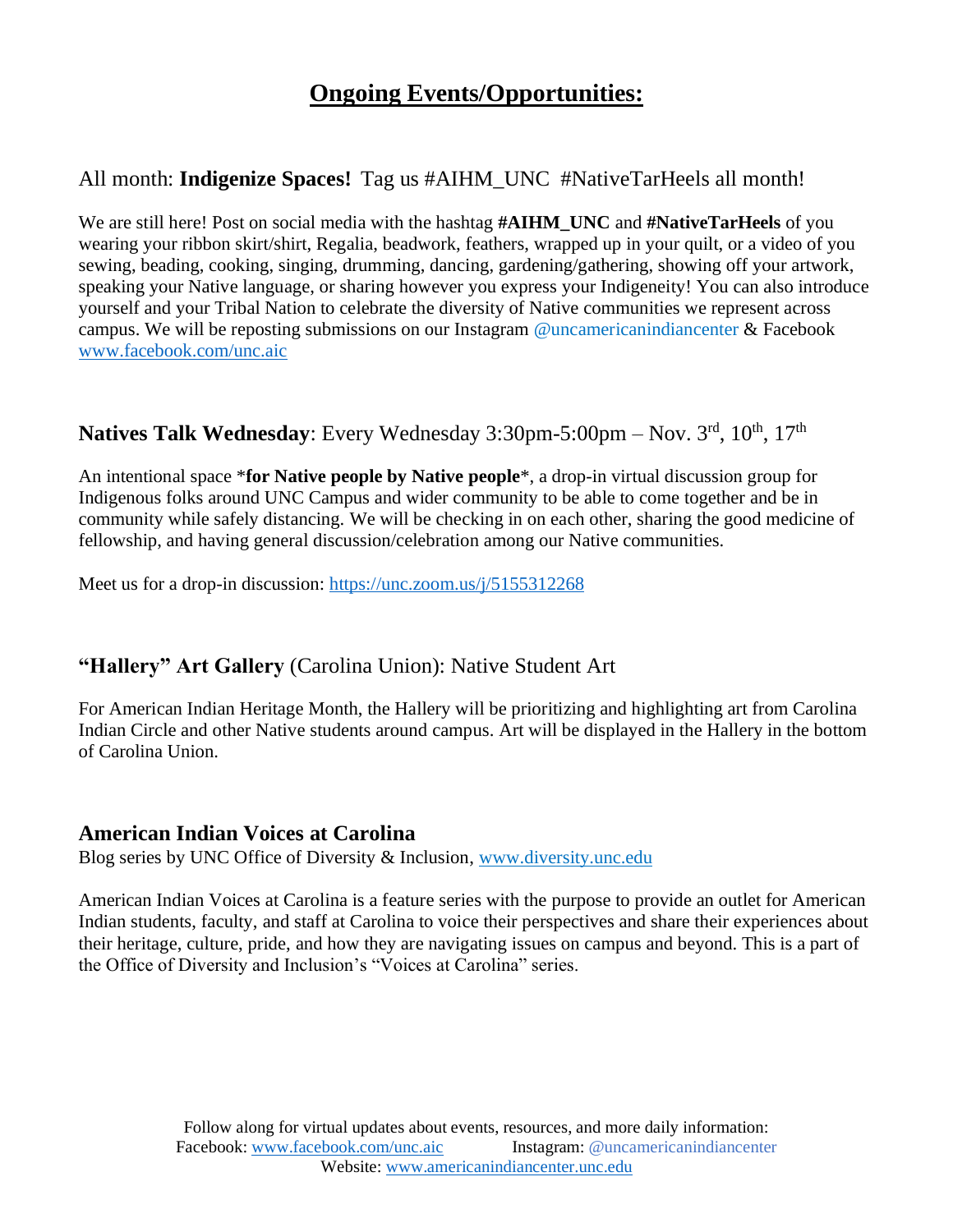# **Ongoing Events/Opportunities:**

## All month: **Indigenize Spaces!** Tag us #AIHM_UNC #NativeTarHeels all month!

We are still here! Post on social media with the hashtag **#AIHM_UNC** and **#NativeTarHeels** of you wearing your ribbon skirt/shirt, Regalia, beadwork, feathers, wrapped up in your quilt, or a video of you sewing, beading, cooking, singing, drumming, dancing, gardening/gathering, showing off your artwork, speaking your Native language, or sharing however you express your Indigeneity! You can also introduce yourself and your Tribal Nation to celebrate the diversity of Native communities we represent across campus. We will be reposting submissions on our Instagram @uncamericanindiancenter & Facebook www.facebook.com/unc.aic

## **Natives Talk Wednesday**: Every Wednesday 3:30pm-5:00pm – Nov. 3rd, 10th, 17th

An intentional space ***for Native people by Native people***, a drop-in virtual discussion group for Indigenous folks around UNC Campus and wider community to be able to come together and be in community while safely distancing. We will be checking in on each other, sharing the good medicine of fellowship, and having general discussion/celebration among our Native communities.

Meet us for a drop-in discussion: https://unc.zoom.us/j/5155312268

## **"Hallery" Art Gallery** (Carolina Union): Native Student Art

For American Indian Heritage Month, the Hallery will be prioritizing and highlighting art from Carolina Indian Circle and other Native students around campus. Art will be displayed in the Hallery in the bottom of Carolina Union.

## **American Indian Voices at Carolina**

Blog series by UNC Office of Diversity & Inclusion, www.diversity.unc.edu

American Indian Voices at Carolina is a feature series with the purpose to provide an outlet for American Indian students, faculty, and staff at Carolina to voice their perspectives and share their experiences about their heritage, culture, pride, and how they are navigating issues on campus and beyond. This is a part of the Office of Diversity and Inclusion's "Voices at Carolina" series.

Follow along for virtual updates about events, resources, and more daily information:
Facebook: www.facebook.com/unc.aic Instagram: @uncamericanindiancenter
Website: www.americanindiancenter.unc.edu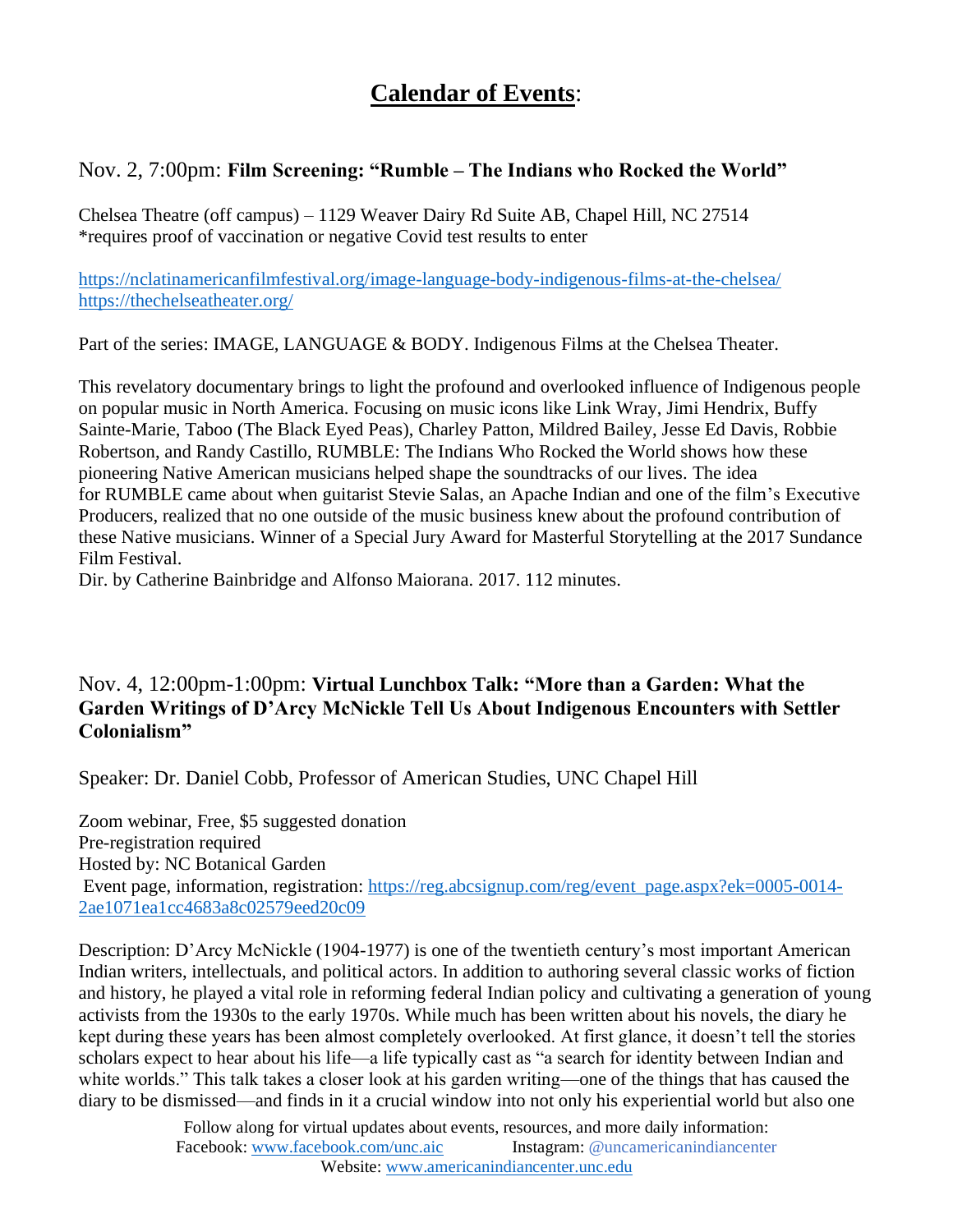# **Calendar of Events**:

## Nov. 2, 7:00pm: **Film Screening: "Rumble – The Indians who Rocked the World"**

Chelsea Theatre (off campus) – 1129 Weaver Dairy Rd Suite AB, Chapel Hill, NC 27514
*requires proof of vaccination or negative Covid test results to enter

https://nclatinamericanfilmfestival.org/image-language-body-indigenous-films-at-the-chelsea/
https://thechelseatheater.org/

Part of the series: IMAGE, LANGUAGE & BODY. Indigenous Films at the Chelsea Theater.

This revelatory documentary brings to light the profound and overlooked influence of Indigenous people on popular music in North America. Focusing on music icons like Link Wray, Jimi Hendrix, Buffy Sainte-Marie, Taboo (The Black Eyed Peas), Charley Patton, Mildred Bailey, Jesse Ed Davis, Robbie Robertson, and Randy Castillo, RUMBLE: The Indians Who Rocked the World shows how these pioneering Native American musicians helped shape the soundtracks of our lives. The idea for RUMBLE came about when guitarist Stevie Salas, an Apache Indian and one of the film's Executive Producers, realized that no one outside of the music business knew about the profound contribution of these Native musicians. Winner of a Special Jury Award for Masterful Storytelling at the 2017 Sundance Film Festival.
Dir. by Catherine Bainbridge and Alfonso Maiorana. 2017. 112 minutes.

## Nov. 4, 12:00pm-1:00pm: **Virtual Lunchbox Talk: "More than a Garden: What the Garden Writings of D'Arcy McNickle Tell Us About Indigenous Encounters with Settler Colonialism"**

Speaker: Dr. Daniel Cobb, Professor of American Studies, UNC Chapel Hill

Zoom webinar, Free, $5 suggested donation
Pre-registration required
Hosted by: NC Botanical Garden
Event page, information, registration: https://reg.abcsignup.com/reg/event_page.aspx?ek=0005-0014-2ae1071ea1cc4683a8c02579eed20c09

Description: D'Arcy McNickle (1904-1977) is one of the twentieth century's most important American Indian writers, intellectuals, and political actors. In addition to authoring several classic works of fiction and history, he played a vital role in reforming federal Indian policy and cultivating a generation of young activists from the 1930s to the early 1970s. While much has been written about his novels, the diary he kept during these years has been almost completely overlooked. At first glance, it doesn't tell the stories scholars expect to hear about his life—a life typically cast as "a search for identity between Indian and white worlds." This talk takes a closer look at his garden writing—one of the things that has caused the diary to be dismissed—and finds in it a crucial window into not only his experiential world but also one

Follow along for virtual updates about events, resources, and more daily information:
Facebook: www.facebook.com/unc.aic Instagram: @uncamericanindiancenter
Website: www.americanindiancenter.unc.edu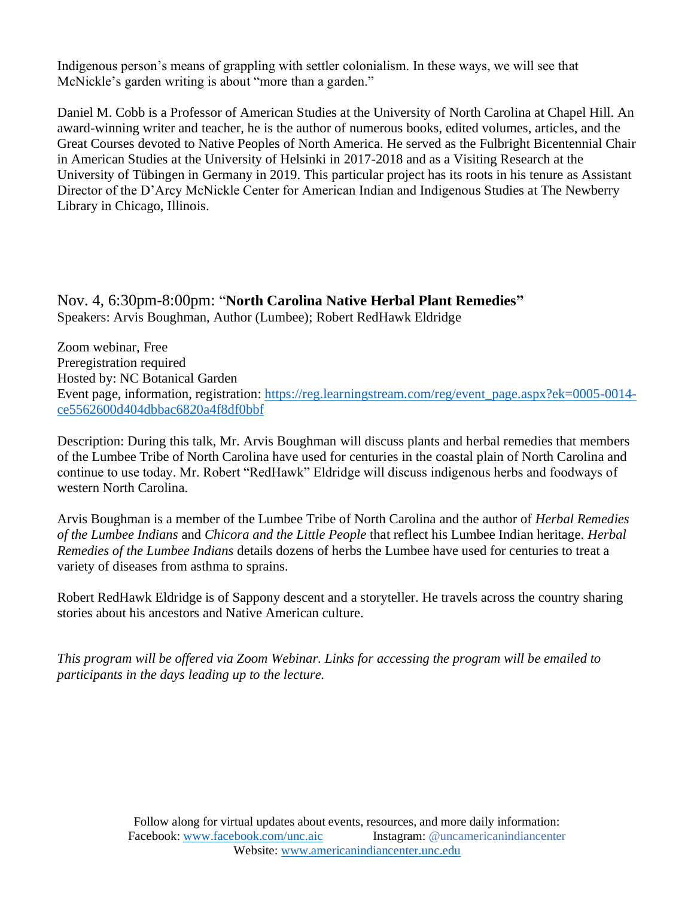Indigenous person's means of grappling with settler colonialism. In these ways, we will see that McNickle's garden writing is about "more than a garden."

Daniel M. Cobb is a Professor of American Studies at the University of North Carolina at Chapel Hill. An award-winning writer and teacher, he is the author of numerous books, edited volumes, articles, and the Great Courses devoted to Native Peoples of North America. He served as the Fulbright Bicentennial Chair in American Studies at the University of Helsinki in 2017-2018 and as a Visiting Research at the University of Tübingen in Germany in 2019. This particular project has its roots in his tenure as Assistant Director of the D'Arcy McNickle Center for American Indian and Indigenous Studies at The Newberry Library in Chicago, Illinois.

Nov. 4, 6:30pm-8:00pm: "**North Carolina Native Herbal Plant Remedies"**
Speakers: Arvis Boughman, Author (Lumbee); Robert RedHawk Eldridge

Zoom webinar, Free
Preregistration required
Hosted by: NC Botanical Garden
Event page, information, registration: [https://reg.learningstream.com/reg/event_page.aspx?ek=0005-0014-ce5562600d404dbbac6820a4f8df0bbf](https://reg.learningstream.com/reg/event_page.aspx?ek=0005-0014-ce5562600d404dbbac6820a4f8df0bbf)

Description: During this talk, Mr. Arvis Boughman will discuss plants and herbal remedies that members of the Lumbee Tribe of North Carolina have used for centuries in the coastal plain of North Carolina and continue to use today. Mr. Robert "RedHawk" Eldridge will discuss indigenous herbs and foodways of western North Carolina.

Arvis Boughman is a member of the Lumbee Tribe of North Carolina and the author of *Herbal Remedies of the Lumbee Indians* and *Chicora and the Little People* that reflect his Lumbee Indian heritage. *Herbal Remedies of the Lumbee Indians* details dozens of herbs the Lumbee have used for centuries to treat a variety of diseases from asthma to sprains.

Robert RedHawk Eldridge is of Sappony descent and a storyteller. He travels across the country sharing stories about his ancestors and Native American culture.

*This program will be offered via Zoom Webinar. Links for accessing the program will be emailed to participants in the days leading up to the lecture.*

Follow along for virtual updates about events, resources, and more daily information:
Facebook: [www.facebook.com/unc.aic](www.facebook.com/unc.aic) Instagram: @uncamericanindiancenter
Website: [www.americanindiancenter.unc.edu](www.americanindiancenter.unc.edu)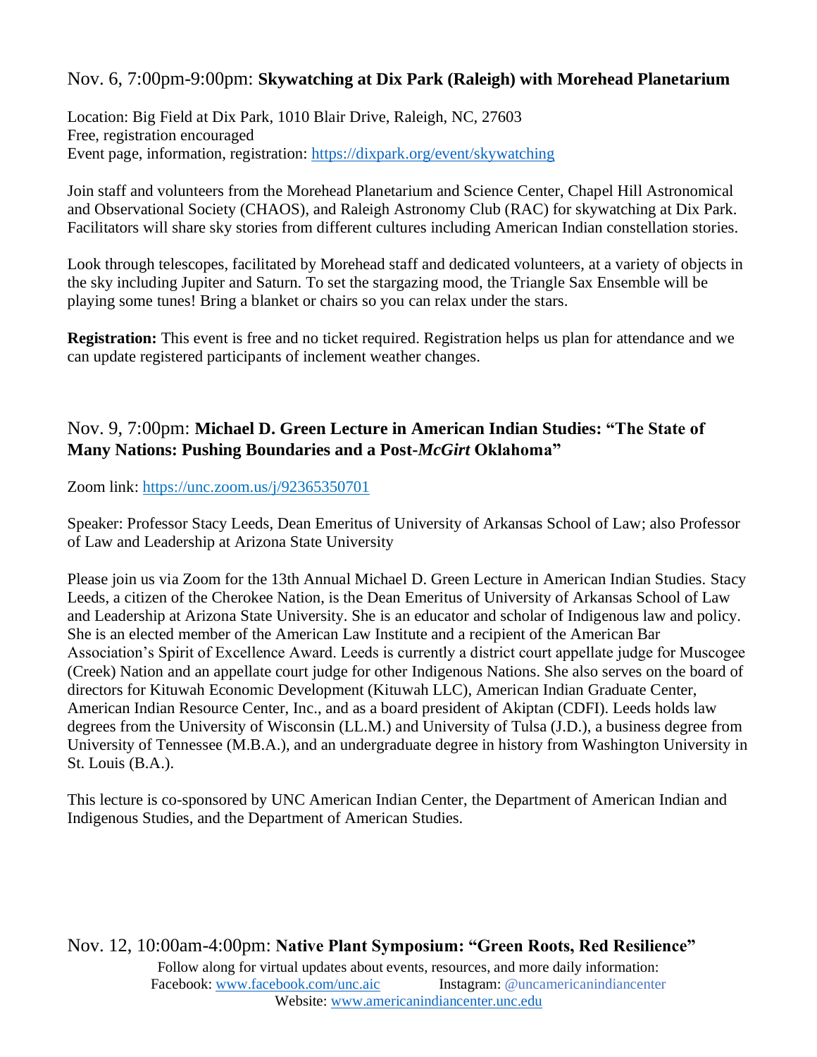### Nov. 6, 7:00pm-9:00pm: **Skywatching at Dix Park (Raleigh) with Morehead Planetarium**

Location: Big Field at Dix Park, 1010 Blair Drive, Raleigh, NC, 27603
Free, registration encouraged
Event page, information, registration: https://dixpark.org/event/skywatching

Join staff and volunteers from the Morehead Planetarium and Science Center, Chapel Hill Astronomical and Observational Society (CHAOS), and Raleigh Astronomy Club (RAC) for skywatching at Dix Park. Facilitators will share sky stories from different cultures including American Indian constellation stories.

Look through telescopes, facilitated by Morehead staff and dedicated volunteers, at a variety of objects in the sky including Jupiter and Saturn. To set the stargazing mood, the Triangle Sax Ensemble will be playing some tunes! Bring a blanket or chairs so you can relax under the stars.

**Registration:** This event is free and no ticket required. Registration helps us plan for attendance and we can update registered participants of inclement weather changes.

### Nov. 9, 7:00pm: **Michael D. Green Lecture in American Indian Studies: "The State of Many Nations: Pushing Boundaries and a Post-*McGirt* Oklahoma"**

Zoom link: https://unc.zoom.us/j/92365350701

Speaker: Professor Stacy Leeds, Dean Emeritus of University of Arkansas School of Law; also Professor of Law and Leadership at Arizona State University

Please join us via Zoom for the 13th Annual Michael D. Green Lecture in American Indian Studies. Stacy Leeds, a citizen of the Cherokee Nation, is the Dean Emeritus of University of Arkansas School of Law and Leadership at Arizona State University. She is an educator and scholar of Indigenous law and policy. She is an elected member of the American Law Institute and a recipient of the American Bar Association's Spirit of Excellence Award. Leeds is currently a district court appellate judge for Muscogee (Creek) Nation and an appellate court judge for other Indigenous Nations. She also serves on the board of directors for Kituwah Economic Development (Kituwah LLC), American Indian Graduate Center, American Indian Resource Center, Inc., and as a board president of Akiptan (CDFI). Leeds holds law degrees from the University of Wisconsin (LL.M.) and University of Tulsa (J.D.), a business degree from University of Tennessee (M.B.A.), and an undergraduate degree in history from Washington University in St. Louis (B.A.).

This lecture is co-sponsored by UNC American Indian Center, the Department of American Indian and Indigenous Studies, and the Department of American Studies.

### Nov. 12, 10:00am-4:00pm: **Native Plant Symposium: "Green Roots, Red Resilience"**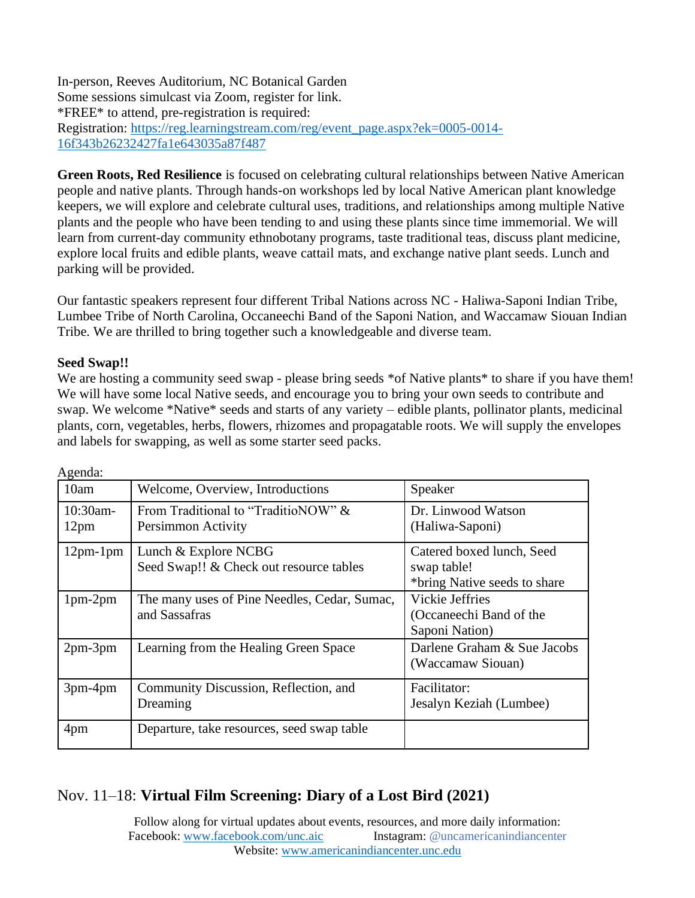In-person, Reeves Auditorium, NC Botanical Garden
Some sessions simulcast via Zoom, register for link.
*FREE* to attend, pre-registration is required:
Registration: [https://reg.learningstream.com/reg/event_page.aspx?ek=0005-0014-16f343b26232427fa1e643035a87f487](https://reg.learningstream.com/reg/event_page.aspx?ek=0005-0014-16f343b26232427fa1e643035a87f487)

**Green Roots, Red Resilience** is focused on celebrating cultural relationships between Native American people and native plants. Through hands-on workshops led by local Native American plant knowledge keepers, we will explore and celebrate cultural uses, traditions, and relationships among multiple Native plants and the people who have been tending to and using these plants since time immemorial. We will learn from current-day community ethnobotany programs, taste traditional teas, discuss plant medicine, explore local fruits and edible plants, weave cattail mats, and exchange native plant seeds. Lunch and parking will be provided.

Our fantastic speakers represent four different Tribal Nations across NC - Haliwa-Saponi Indian Tribe, Lumbee Tribe of North Carolina, Occaneechi Band of the Saponi Nation, and Waccamaw Siouan Indian Tribe. We are thrilled to bring together such a knowledgeable and diverse team.

**Seed Swap!!**
We are hosting a community seed swap - please bring seeds *of Native plants* to share if you have them! We will have some local Native seeds, and encourage you to bring your own seeds to contribute and swap. We welcome *Native* seeds and starts of any variety – edible plants, pollinator plants, medicinal plants, corn, vegetables, herbs, flowers, rhizomes and propagatable roots. We will supply the envelopes and labels for swapping, as well as some starter seed packs.

Agenda:

| 10am | Welcome, Overview, Introductions | Speaker |
|---|---|---|
| 10:30am-12pm | From Traditional to "TraditioNOW" & Persimmon Activity | Dr. Linwood Watson (Haliwa-Saponi) |
| 12pm-1pm | Lunch & Explore NCBG<br>Seed Swap!! & Check out resource tables | Catered boxed lunch, Seed swap table!<br>*bring Native seeds to share |
| 1pm-2pm | The many uses of Pine Needles, Cedar, Sumac, and Sassafras | Vickie Jeffries (Occaneechi Band of the Saponi Nation) |
| 2pm-3pm | Learning from the Healing Green Space | Darlene Graham & Sue Jacobs (Waccamaw Siouan) |
| 3pm-4pm | Community Discussion, Reflection, and Dreaming | Facilitator:<br>Jesalyn Keziah (Lumbee) |
| 4pm | Departure, take resources, seed swap table | |

## Nov. 11–18: **Virtual Film Screening: Diary of a Lost Bird (2021)**

Follow along for virtual updates about events, resources, and more daily information:
Facebook: [www.facebook.com/unc.aic](http://www.facebook.com/unc.aic) Instagram: @uncamericanindiancenter
Website: [www.americanindiancenter.unc.edu](http://www.americanindiancenter.unc.edu)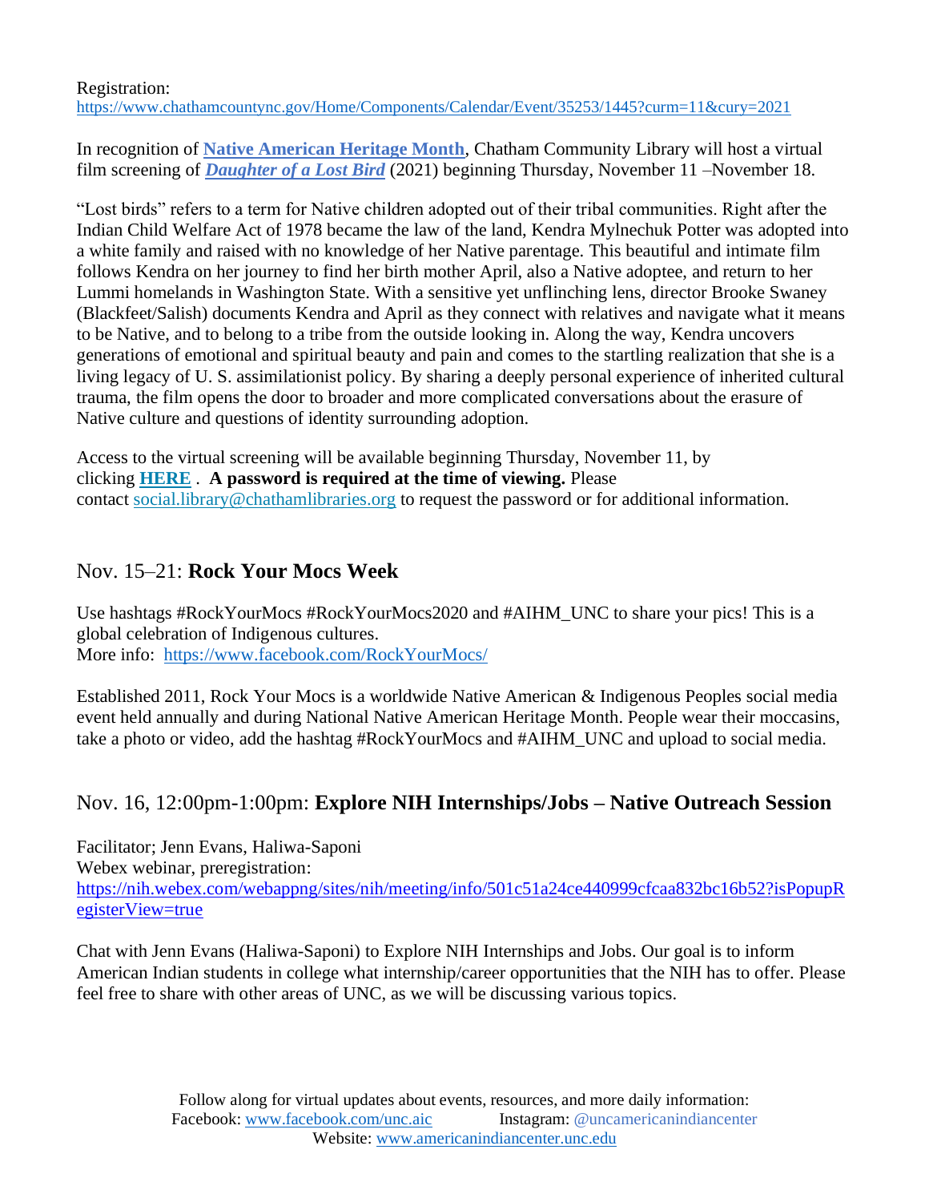Registration:
https://www.chathamcountync.gov/Home/Components/Calendar/Event/35253/1445?curm=11&cury=2021

In recognition of **Native American Heritage Month**, Chatham Community Library will host a virtual film screening of ***Daughter of a Lost Bird*** (2021) beginning Thursday, November 11 –November 18.

"Lost birds" refers to a term for Native children adopted out of their tribal communities. Right after the Indian Child Welfare Act of 1978 became the law of the land, Kendra Mylnechuk Potter was adopted into a white family and raised with no knowledge of her Native parentage. This beautiful and intimate film follows Kendra on her journey to find her birth mother April, also a Native adoptee, and return to her Lummi homelands in Washington State. With a sensitive yet unflinching lens, director Brooke Swaney (Blackfeet/Salish) documents Kendra and April as they connect with relatives and navigate what it means to be Native, and to belong to a tribe from the outside looking in. Along the way, Kendra uncovers generations of emotional and spiritual beauty and pain and comes to the startling realization that she is a living legacy of U. S. assimilationist policy. By sharing a deeply personal experience of inherited cultural trauma, the film opens the door to broader and more complicated conversations about the erasure of Native culture and questions of identity surrounding adoption.

Access to the virtual screening will be available beginning Thursday, November 11, by clicking **HERE** . **A password is required at the time of viewing.** Please contact social.library@chathamlibraries.org to request the password or for additional information.

## Nov. 15–21: **Rock Your Mocs Week**

Use hashtags #RockYourMocs #RockYourMocs2020 and #AIHM_UNC to share your pics! This is a global celebration of Indigenous cultures.
More info: https://www.facebook.com/RockYourMocs/

Established 2011, Rock Your Mocs is a worldwide Native American & Indigenous Peoples social media event held annually and during National Native American Heritage Month. People wear their moccasins, take a photo or video, add the hashtag #RockYourMocs and #AIHM_UNC and upload to social media.

## Nov. 16, 12:00pm-1:00pm: **Explore NIH Internships/Jobs – Native Outreach Session**

Facilitator; Jenn Evans, Haliwa-Saponi
Webex webinar, preregistration:
https://nih.webex.com/webappng/sites/nih/meeting/info/501c51a24ce440999cfcaa832bc16b52?isPopupRegisterView=true

Chat with Jenn Evans (Haliwa-Saponi) to Explore NIH Internships and Jobs. Our goal is to inform American Indian students in college what internship/career opportunities that the NIH has to offer. Please feel free to share with other areas of UNC, as we will be discussing various topics.

Follow along for virtual updates about events, resources, and more daily information:
Facebook: www.facebook.com/unc.aic Instagram: @uncamericanindiancenter
Website: www.americanindiancenter.unc.edu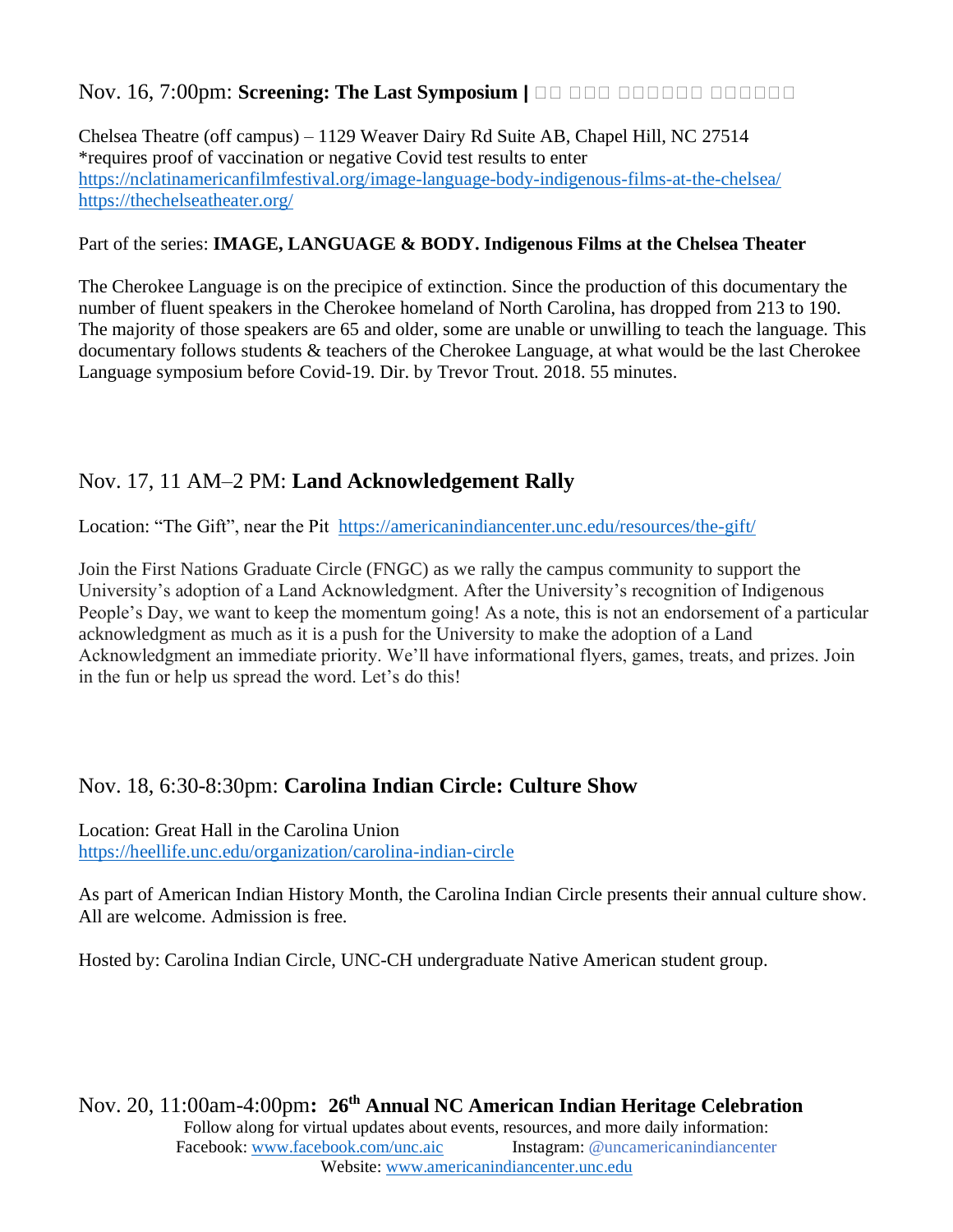## Nov. 16, 7:00pm: **Screening: The Last Symposium | □□ □□□ □□□□□□ □□□□□□**

Chelsea Theatre (off campus) – 1129 Weaver Dairy Rd Suite AB, Chapel Hill, NC 27514
*requires proof of vaccination or negative Covid test results to enter
https://nclatinamericanfilmfestival.org/image-language-body-indigenous-films-at-the-chelsea/
https://thechelseatheater.org/

Part of the series: **IMAGE, LANGUAGE & BODY. Indigenous Films at the Chelsea Theater**

The Cherokee Language is on the precipice of extinction. Since the production of this documentary the number of fluent speakers in the Cherokee homeland of North Carolina, has dropped from 213 to 190. The majority of those speakers are 65 and older, some are unable or unwilling to teach the language. This documentary follows students & teachers of the Cherokee Language, at what would be the last Cherokee Language symposium before Covid-19. Dir. by Trevor Trout. 2018. 55 minutes.

## Nov. 17, 11 AM–2 PM: **Land Acknowledgement Rally**

Location: "The Gift", near the Pit https://americanindiancenter.unc.edu/resources/the-gift/

Join the First Nations Graduate Circle (FNGC) as we rally the campus community to support the University's adoption of a Land Acknowledgment. After the University's recognition of Indigenous People's Day, we want to keep the momentum going! As a note, this is not an endorsement of a particular acknowledgment as much as it is a push for the University to make the adoption of a Land Acknowledgment an immediate priority. We'll have informational flyers, games, treats, and prizes. Join in the fun or help us spread the word. Let's do this!

## Nov. 18, 6:30-8:30pm: **Carolina Indian Circle: Culture Show**

Location: Great Hall in the Carolina Union
https://heellife.unc.edu/organization/carolina-indian-circle

As part of American Indian History Month, the Carolina Indian Circle presents their annual culture show. All are welcome. Admission is free.

Hosted by: Carolina Indian Circle, UNC-CH undergraduate Native American student group.

## Nov. 20, 11:00am-4:00pm**: 26th Annual NC American Indian Heritage Celebration**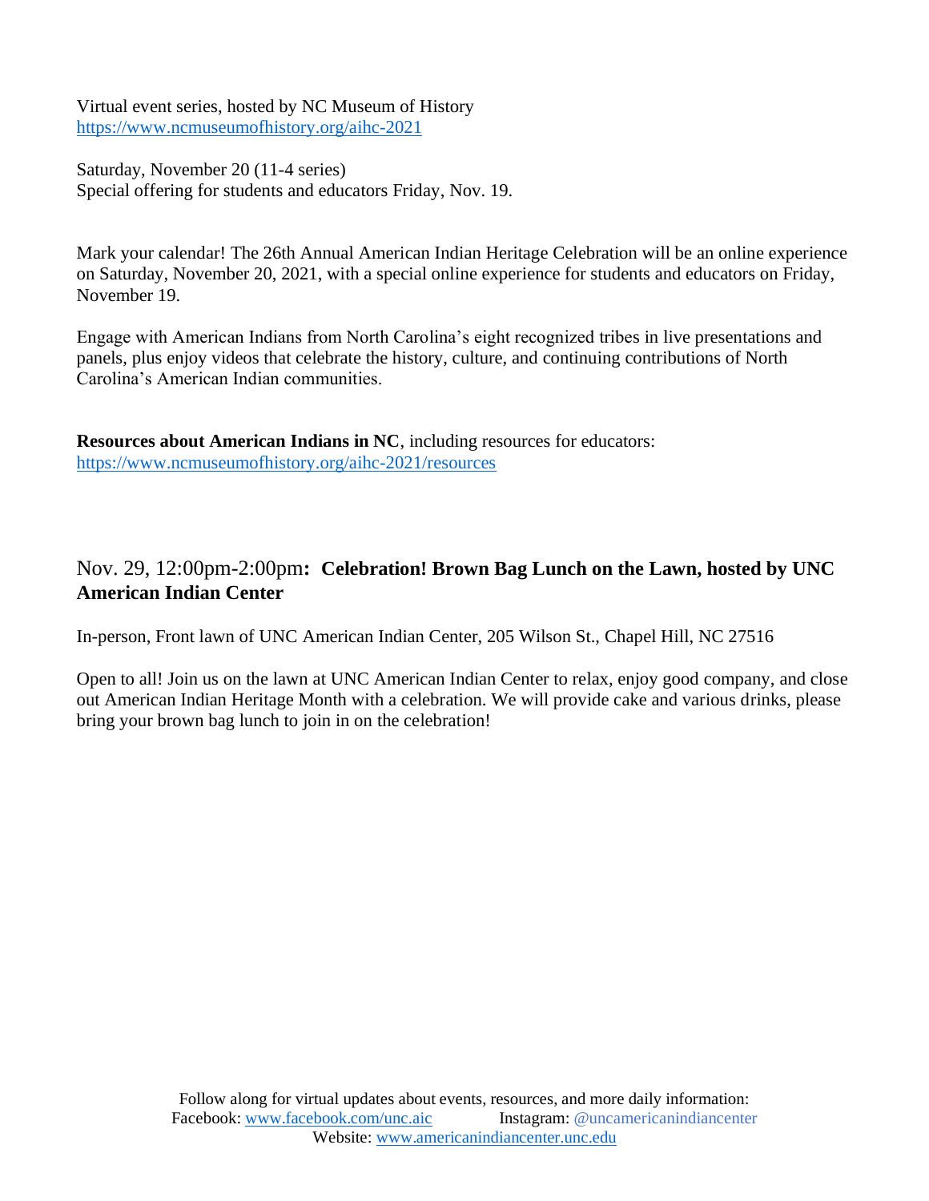Virtual event series, hosted by NC Museum of History
https://www.ncmuseumofhistory.org/aihc-2021

Saturday, November 20 (11-4 series)
Special offering for students and educators Friday, Nov. 19.

Mark your calendar! The 26th Annual American Indian Heritage Celebration will be an online experience on Saturday, November 20, 2021, with a special online experience for students and educators on Friday, November 19.

Engage with American Indians from North Carolina's eight recognized tribes in live presentations and panels, plus enjoy videos that celebrate the history, culture, and continuing contributions of North Carolina's American Indian communities.

**Resources about American Indians in NC**, including resources for educators:
https://www.ncmuseumofhistory.org/aihc-2021/resources

## Nov. 29, 12:00pm-2:00pm**: Celebration! Brown Bag Lunch on the Lawn, hosted by UNC American Indian Center**

In-person, Front lawn of UNC American Indian Center, 205 Wilson St., Chapel Hill, NC 27516

Open to all! Join us on the lawn at UNC American Indian Center to relax, enjoy good company, and close out American Indian Heritage Month with a celebration. We will provide cake and various drinks, please bring your brown bag lunch to join in on the celebration!

Follow along for virtual updates about events, resources, and more daily information:
Facebook: www.facebook.com/unc.aic Instagram: @uncamericanindiancenter
Website: www.americanindiancenter.unc.edu